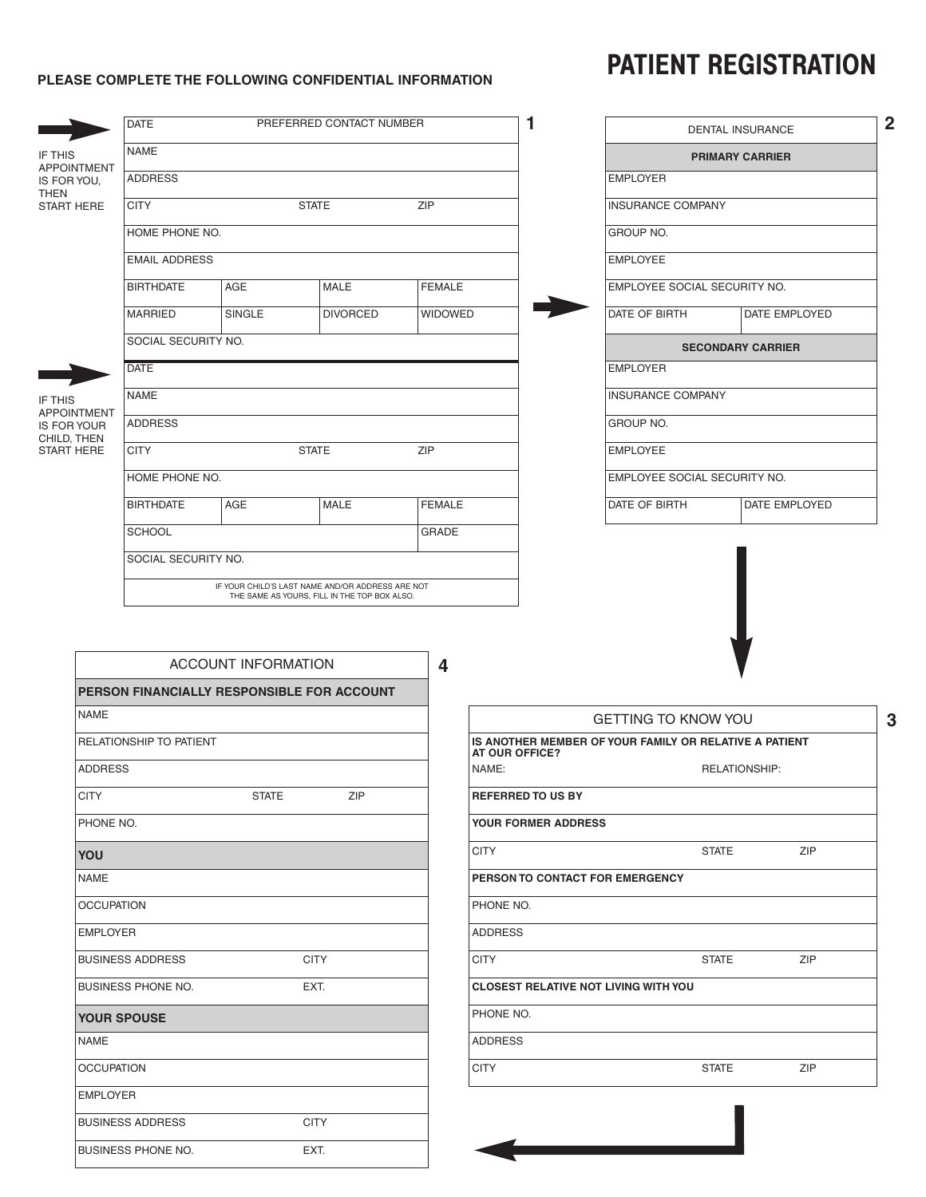# PATIENT REGISTRATION

**PLEASE COMPLETE THE FOLLOWING CONFIDENTIAL INFORMATION**

## 1

IF THIS APPOINTMENT IS FOR YOU, THEN START HERE

| DATE | | PREFERRED CONTACT NUMBER | |
|---|---|---|---|
| NAME | | | |
| ADDRESS | | | |
| CITY | | STATE | ZIP |
| HOME PHONE NO. | | | |
| EMAIL ADDRESS | | | |
| BIRTHDATE | AGE | MALE | FEMALE |
| MARRIED | SINGLE | DIVORCED | WIDOWED |
| SOCIAL SECURITY NO. | | | |

IF THIS APPOINTMENT IS FOR YOUR CHILD, THEN START HERE

| DATE | | | |
|---|---|---|---|
| NAME | | | |
| ADDRESS | | | |
| CITY | | STATE | ZIP |
| HOME PHONE NO. | | | |
| BIRTHDATE | AGE | MALE | FEMALE |
| SCHOOL | | | GRADE |
| SOCIAL SECURITY NO. | | | |

IF YOUR CHILD'S LAST NAME AND/OR ADDRESS ARE NOT THE SAME AS YOURS, FILL IN THE TOP BOX ALSO.

## 2

| DENTAL INSURANCE | |
|---|---|
| **PRIMARY CARRIER** | |
| EMPLOYER | |
| INSURANCE COMPANY | |
| GROUP NO. | |
| EMPLOYEE | |
| EMPLOYEE SOCIAL SECURITY NO. | |
| DATE OF BIRTH | DATE EMPLOYED |
| **SECONDARY CARRIER** | |
| EMPLOYER | |
| INSURANCE COMPANY | |
| GROUP NO. | |
| EMPLOYEE | |
| EMPLOYEE SOCIAL SECURITY NO. | |
| DATE OF BIRTH | DATE EMPLOYED |

## 3

| GETTING TO KNOW YOU | | |
|---|---|---|
| **IS ANOTHER MEMBER OF YOUR FAMILY OR RELATIVE A PATIENT AT OUR OFFICE?** NAME: | RELATIONSHIP: | |
| **REFERRED TO US BY** | | |
| **YOUR FORMER ADDRESS** | | |
| CITY | STATE | ZIP |
| **PERSON TO CONTACT FOR EMERGENCY** | | |
| PHONE NO. | | |
| ADDRESS | | |
| CITY | STATE | ZIP |
| **CLOSEST RELATIVE NOT LIVING WITH YOU** | | |
| PHONE NO. | | |
| ADDRESS | | |
| CITY | STATE | ZIP |

## 4

| ACCOUNT INFORMATION | | |
|---|---|---|
| **PERSON FINANCIALLY RESPONSIBLE FOR ACCOUNT** | | |
| NAME | | |
| RELATIONSHIP TO PATIENT | | |
| ADDRESS | | |
| CITY | STATE | ZIP |
| PHONE NO. | | |
| **YOU** | | |
| NAME | | |
| OCCUPATION | | |
| EMPLOYER | | |
| BUSINESS ADDRESS | CITY | |
| BUSINESS PHONE NO. | EXT. | |
| **YOUR SPOUSE** | | |
| NAME | | |
| OCCUPATION | | |
| EMPLOYER | | |
| BUSINESS ADDRESS | CITY | |
| BUSINESS PHONE NO. | EXT. | |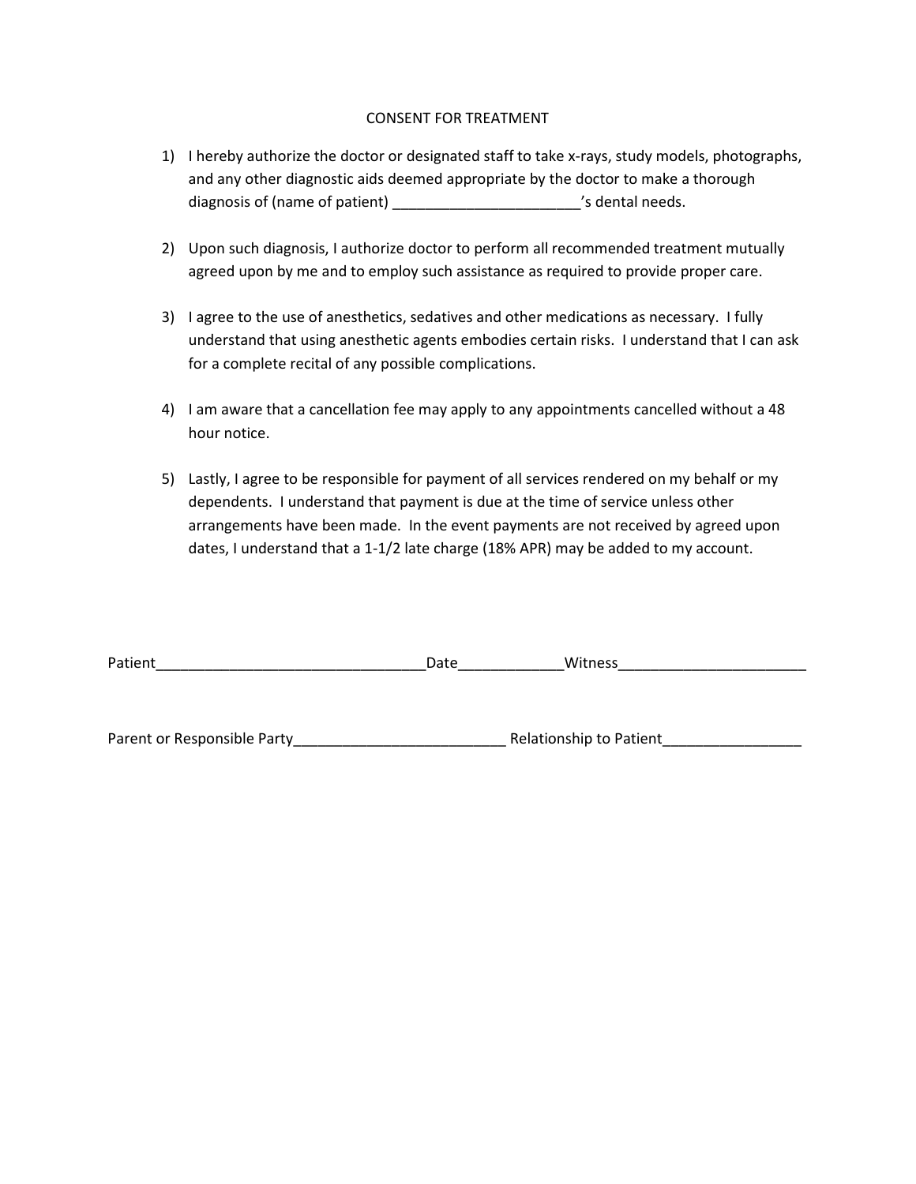# CONSENT FOR TREATMENT

1) I hereby authorize the doctor or designated staff to take x-rays, study models, photographs, and any other diagnostic aids deemed appropriate by the doctor to make a thorough diagnosis of (name of patient) ______________________'s dental needs.

2) Upon such diagnosis, I authorize doctor to perform all recommended treatment mutually agreed upon by me and to employ such assistance as required to provide proper care.

3) I agree to the use of anesthetics, sedatives and other medications as necessary. I fully understand that using anesthetic agents embodies certain risks. I understand that I can ask for a complete recital of any possible complications.

4) I am aware that a cancellation fee may apply to any appointments cancelled without a 48 hour notice.

5) Lastly, I agree to be responsible for payment of all services rendered on my behalf or my dependents. I understand that payment is due at the time of service unless other arrangements have been made. In the event payments are not received by agreed upon dates, I understand that a 1-1/2 late charge (18% APR) may be added to my account.

Patient________________________________Date____________Witness______________________

Parent or Responsible Party_________________________ Relationship to Patient________________